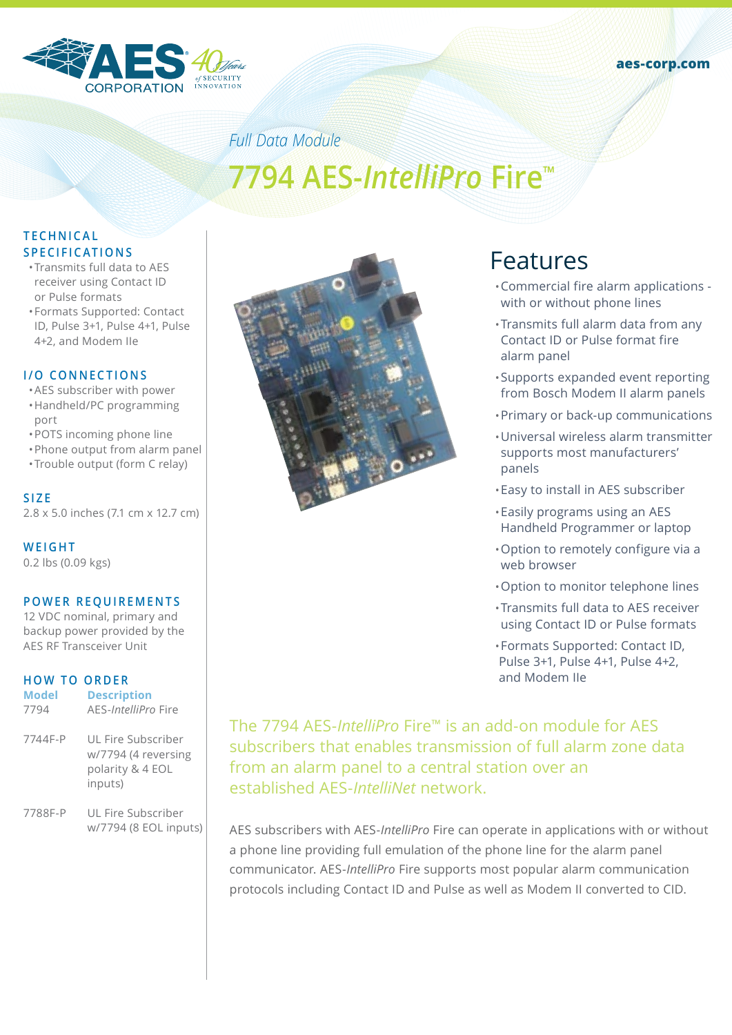AES CORPORATION 40 Years of Security Innovation

aes-corp.com

*Full Data Module*

# 7794 AES-*IntelliPro* Fire™

## TECHNICAL SPECIFICATIONS

- Transmits full data to AES receiver using Contact ID or Pulse formats
- Formats Supported: Contact ID, Pulse 3+1, Pulse 4+1, Pulse 4+2, and Modem IIe

## I/O CONNECTIONS

- AES subscriber with power
- Handheld/PC programming port
- POTS incoming phone line
- Phone output from alarm panel
- Trouble output (form C relay)

## SIZE

2.8 x 5.0 inches (7.1 cm x 12.7 cm)

## WEIGHT

0.2 lbs (0.09 kgs)

## POWER REQUIREMENTS

12 VDC nominal, primary and backup power provided by the AES RF Transceiver Unit

## HOW TO ORDER

| Model | Description |
|---|---|
| 7794 | AES-*IntelliPro* Fire |
| 7744F-P | UL Fire Subscriber w/7794 (4 reversing polarity & 4 EOL inputs) |
| 7788F-P | UL Fire Subscriber w/7794 (8 EOL inputs) |

## Features

- Commercial fire alarm applications - with or without phone lines
- Transmits full alarm data from any Contact ID or Pulse format fire alarm panel
- Supports expanded event reporting from Bosch Modem II alarm panels
- Primary or back-up communications
- Universal wireless alarm transmitter supports most manufacturers' panels
- Easy to install in AES subscriber
- Easily programs using an AES Handheld Programmer or laptop
- Option to remotely configure via a web browser
- Option to monitor telephone lines
- Transmits full data to AES receiver using Contact ID or Pulse formats
- Formats Supported: Contact ID, Pulse 3+1, Pulse 4+1, Pulse 4+2, and Modem IIe

The 7794 AES-*IntelliPro* Fire™ is an add-on module for AES subscribers that enables transmission of full alarm zone data from an alarm panel to a central station over an established AES-*IntelliNet* network.

AES subscribers with AES-*IntelliPro* Fire can operate in applications with or without a phone line providing full emulation of the phone line for the alarm panel communicator. AES-*IntelliPro* Fire supports most popular alarm communication protocols including Contact ID and Pulse as well as Modem II converted to CID.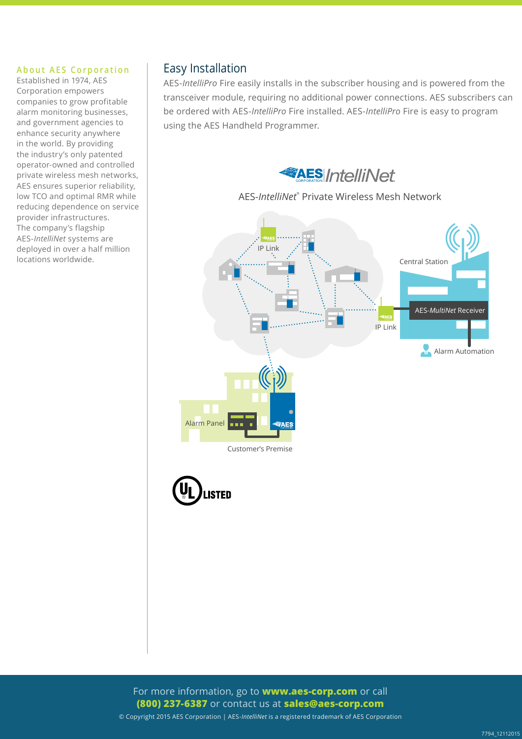## About AES Corporation

Established in 1974, AES Corporation empowers companies to grow profitable alarm monitoring businesses, and government agencies to enhance security anywhere in the world. By providing the industry's only patented operator-owned and controlled private wireless mesh networks, AES ensures superior reliability, low TCO and optimal RMR while reducing dependence on service provider infrastructures. The company's flagship AES-*IntelliNet* systems are deployed in over a half million locations worldwide.

## Easy Installation

AES-*IntelliPro* Fire easily installs in the subscriber housing and is powered from the transceiver module, requiring no additional power connections. AES subscribers can be ordered with AES-*IntelliPro* Fire installed. AES-*IntelliPro* Fire is easy to program using the AES Handheld Programmer.

AES IntelliNet

AES-*IntelliNet*® Private Wireless Mesh Network

IP Link

Central Station

AES-*MultiNet* Receiver

IP Link

Alarm Automation

Alarm Panel

Customer's Premise

UL LISTED

For more information, go to **www.aes-corp.com** or call **(800) 237-6387** or contact us at **sales@aes-corp.com**

© Copyright 2015 AES Corporation | AES-*IntelliNet* is a registered trademark of AES Corporation

7794_12112015